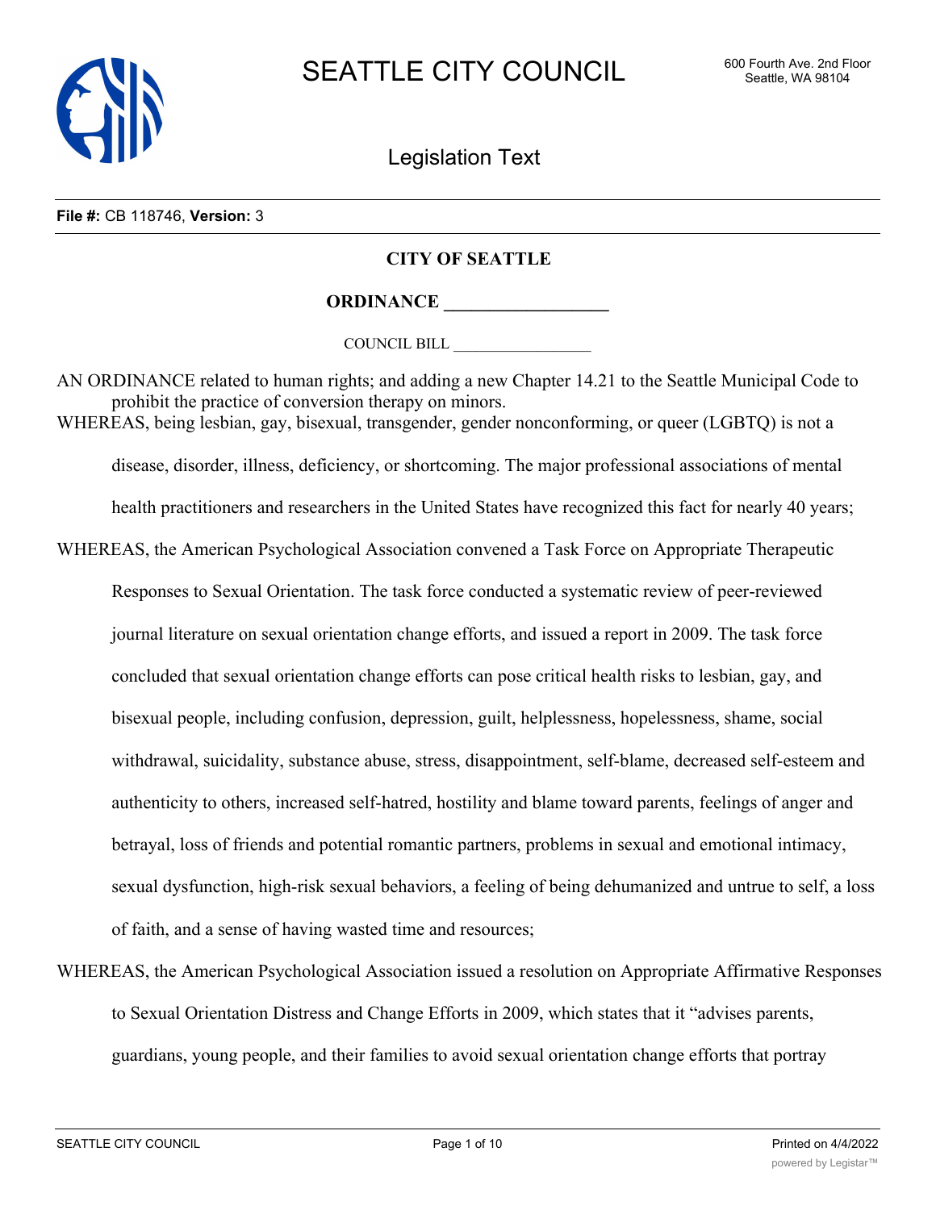# SEATTLE CITY COUNCIL

600 Fourth Ave. 2nd Floor
Seattle, WA 98104

## Legislation Text

**File #:** CB 118746, **Version:** 3

**CITY OF SEATTLE**

**ORDINANCE __________________**

COUNCIL BILL __________________

AN ORDINANCE related to human rights; and adding a new Chapter 14.21 to the Seattle Municipal Code to prohibit the practice of conversion therapy on minors.

WHEREAS, being lesbian, gay, bisexual, transgender, gender nonconforming, or queer (LGBTQ) is not a disease, disorder, illness, deficiency, or shortcoming. The major professional associations of mental health practitioners and researchers in the United States have recognized this fact for nearly 40 years;

WHEREAS, the American Psychological Association convened a Task Force on Appropriate Therapeutic Responses to Sexual Orientation. The task force conducted a systematic review of peer-reviewed journal literature on sexual orientation change efforts, and issued a report in 2009. The task force concluded that sexual orientation change efforts can pose critical health risks to lesbian, gay, and bisexual people, including confusion, depression, guilt, helplessness, hopelessness, shame, social withdrawal, suicidality, substance abuse, stress, disappointment, self-blame, decreased self-esteem and authenticity to others, increased self-hatred, hostility and blame toward parents, feelings of anger and betrayal, loss of friends and potential romantic partners, problems in sexual and emotional intimacy, sexual dysfunction, high-risk sexual behaviors, a feeling of being dehumanized and untrue to self, a loss of faith, and a sense of having wasted time and resources;

WHEREAS, the American Psychological Association issued a resolution on Appropriate Affirmative Responses to Sexual Orientation Distress and Change Efforts in 2009, which states that it "advises parents, guardians, young people, and their families to avoid sexual orientation change efforts that portray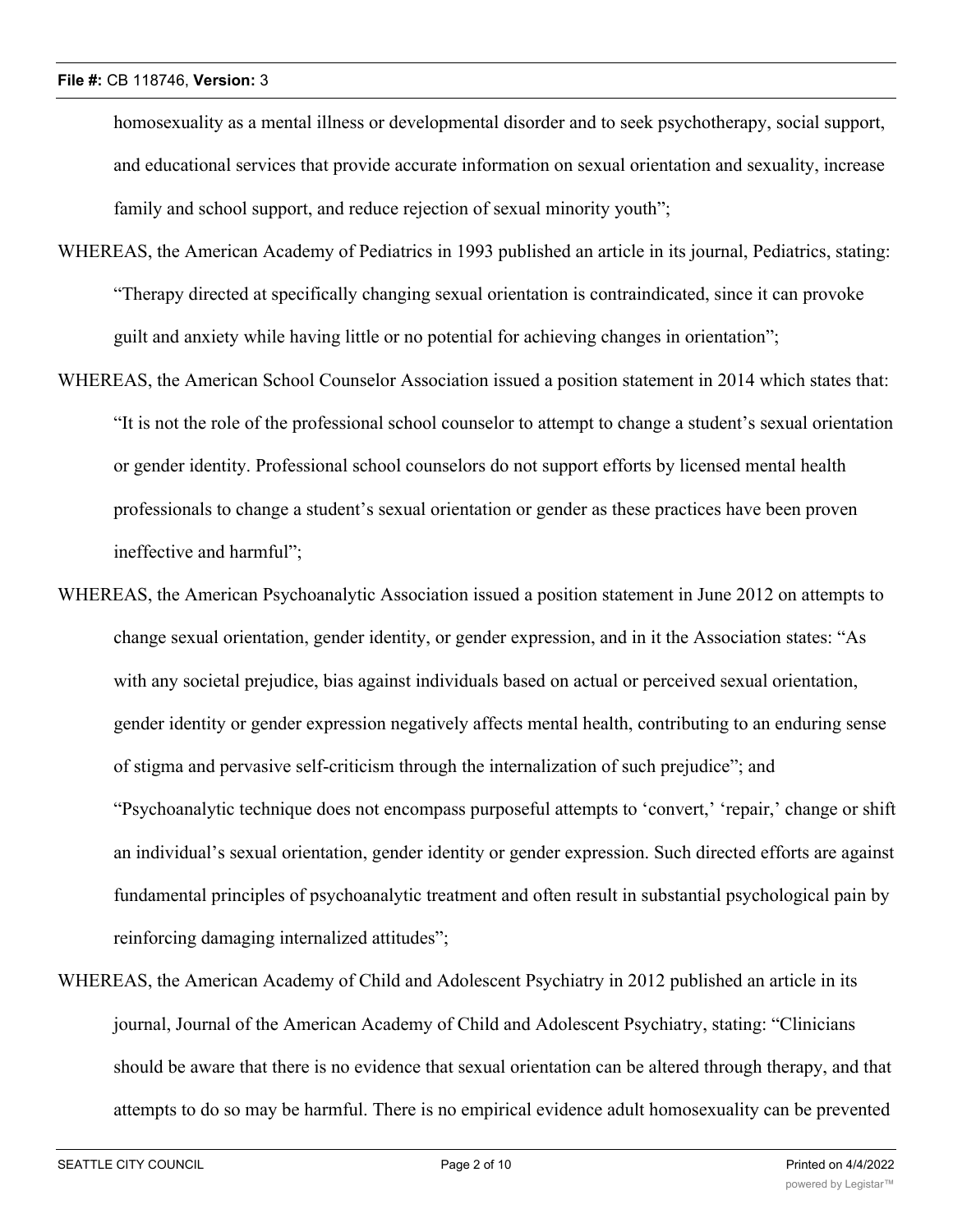homosexuality as a mental illness or developmental disorder and to seek psychotherapy, social support, and educational services that provide accurate information on sexual orientation and sexuality, increase family and school support, and reduce rejection of sexual minority youth";

WHEREAS, the American Academy of Pediatrics in 1993 published an article in its journal, Pediatrics, stating: "Therapy directed at specifically changing sexual orientation is contraindicated, since it can provoke guilt and anxiety while having little or no potential for achieving changes in orientation";

WHEREAS, the American School Counselor Association issued a position statement in 2014 which states that: "It is not the role of the professional school counselor to attempt to change a student's sexual orientation or gender identity. Professional school counselors do not support efforts by licensed mental health professionals to change a student's sexual orientation or gender as these practices have been proven ineffective and harmful";

WHEREAS, the American Psychoanalytic Association issued a position statement in June 2012 on attempts to change sexual orientation, gender identity, or gender expression, and in it the Association states: "As with any societal prejudice, bias against individuals based on actual or perceived sexual orientation, gender identity or gender expression negatively affects mental health, contributing to an enduring sense of stigma and pervasive self-criticism through the internalization of such prejudice"; and "Psychoanalytic technique does not encompass purposeful attempts to 'convert,' 'repair,' change or shift an individual's sexual orientation, gender identity or gender expression. Such directed efforts are against fundamental principles of psychoanalytic treatment and often result in substantial psychological pain by reinforcing damaging internalized attitudes";

WHEREAS, the American Academy of Child and Adolescent Psychiatry in 2012 published an article in its journal, Journal of the American Academy of Child and Adolescent Psychiatry, stating: "Clinicians should be aware that there is no evidence that sexual orientation can be altered through therapy, and that attempts to do so may be harmful. There is no empirical evidence adult homosexuality can be prevented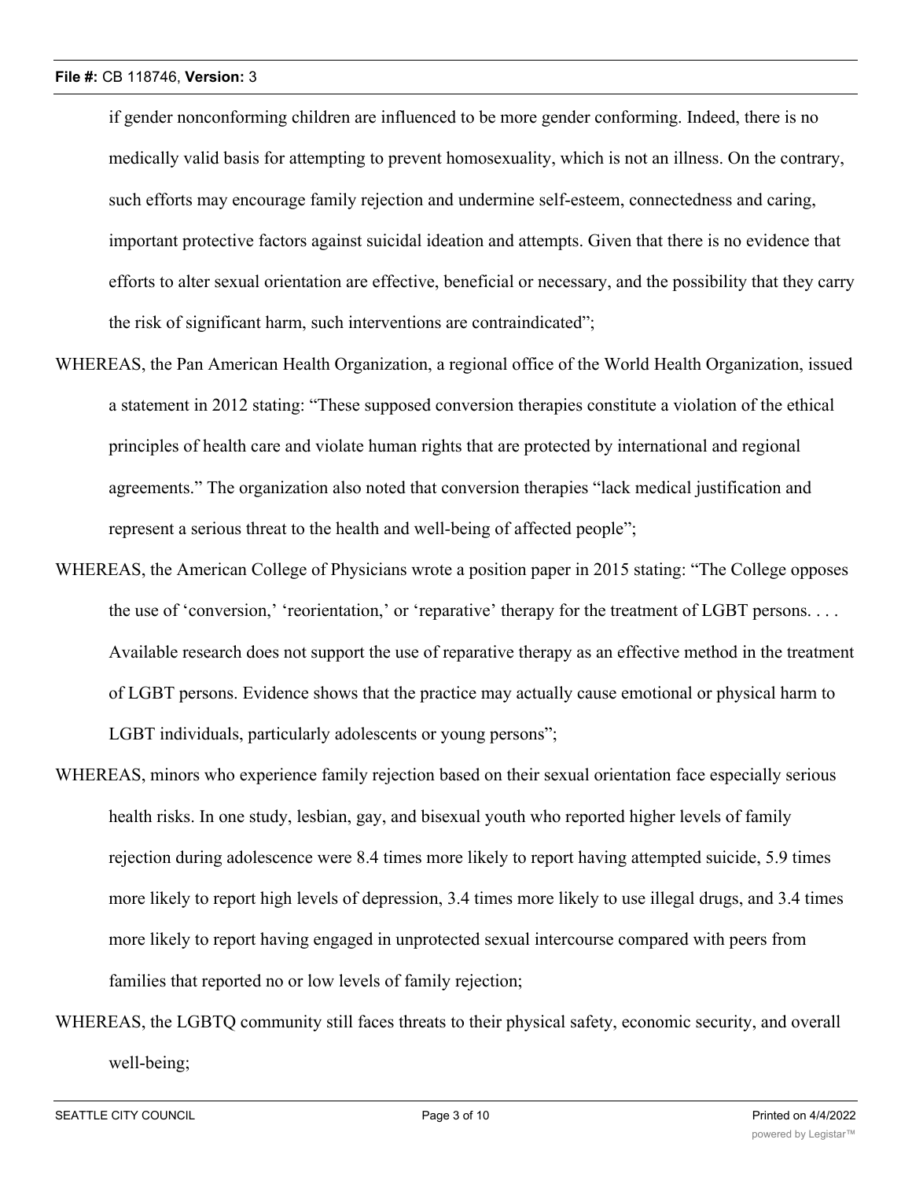if gender nonconforming children are influenced to be more gender conforming. Indeed, there is no medically valid basis for attempting to prevent homosexuality, which is not an illness. On the contrary, such efforts may encourage family rejection and undermine self-esteem, connectedness and caring, important protective factors against suicidal ideation and attempts. Given that there is no evidence that efforts to alter sexual orientation are effective, beneficial or necessary, and the possibility that they carry the risk of significant harm, such interventions are contraindicated";

WHEREAS, the Pan American Health Organization, a regional office of the World Health Organization, issued a statement in 2012 stating: "These supposed conversion therapies constitute a violation of the ethical principles of health care and violate human rights that are protected by international and regional agreements." The organization also noted that conversion therapies "lack medical justification and represent a serious threat to the health and well-being of affected people";

WHEREAS, the American College of Physicians wrote a position paper in 2015 stating: "The College opposes the use of 'conversion,' 'reorientation,' or 'reparative' therapy for the treatment of LGBT persons. . . . Available research does not support the use of reparative therapy as an effective method in the treatment of LGBT persons. Evidence shows that the practice may actually cause emotional or physical harm to LGBT individuals, particularly adolescents or young persons";

WHEREAS, minors who experience family rejection based on their sexual orientation face especially serious health risks. In one study, lesbian, gay, and bisexual youth who reported higher levels of family rejection during adolescence were 8.4 times more likely to report having attempted suicide, 5.9 times more likely to report high levels of depression, 3.4 times more likely to use illegal drugs, and 3.4 times more likely to report having engaged in unprotected sexual intercourse compared with peers from families that reported no or low levels of family rejection;

WHEREAS, the LGBTQ community still faces threats to their physical safety, economic security, and overall well-being;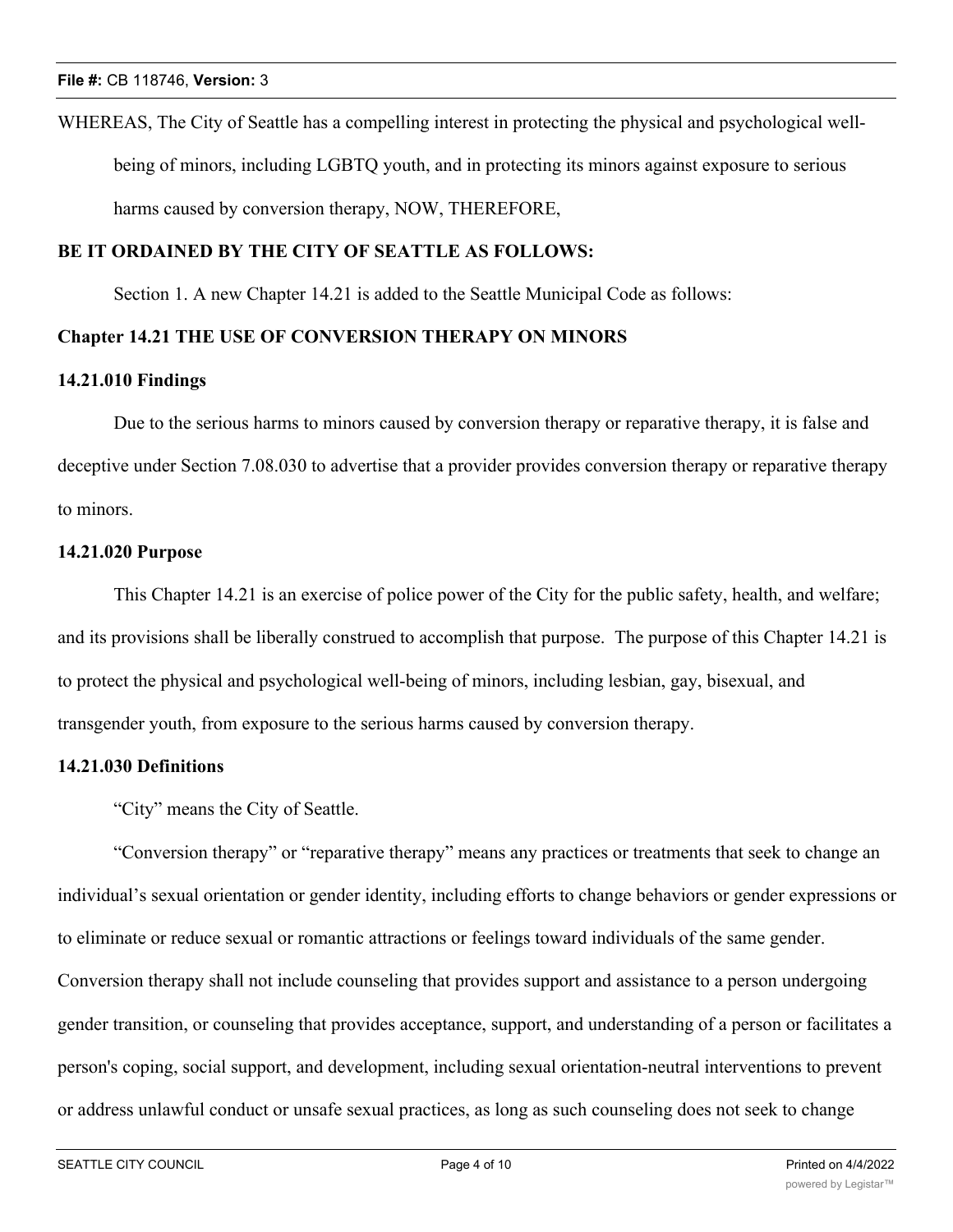WHEREAS, The City of Seattle has a compelling interest in protecting the physical and psychological well-being of minors, including LGBTQ youth, and in protecting its minors against exposure to serious harms caused by conversion therapy, NOW, THEREFORE,

**BE IT ORDAINED BY THE CITY OF SEATTLE AS FOLLOWS:**

Section 1. A new Chapter 14.21 is added to the Seattle Municipal Code as follows:

**Chapter 14.21 THE USE OF CONVERSION THERAPY ON MINORS**

**14.21.010 Findings**

Due to the serious harms to minors caused by conversion therapy or reparative therapy, it is false and deceptive under Section 7.08.030 to advertise that a provider provides conversion therapy or reparative therapy to minors.

**14.21.020 Purpose**

This Chapter 14.21 is an exercise of police power of the City for the public safety, health, and welfare; and its provisions shall be liberally construed to accomplish that purpose. The purpose of this Chapter 14.21 is to protect the physical and psychological well-being of minors, including lesbian, gay, bisexual, and transgender youth, from exposure to the serious harms caused by conversion therapy.

**14.21.030 Definitions**

"City" means the City of Seattle.

"Conversion therapy" or "reparative therapy" means any practices or treatments that seek to change an individual's sexual orientation or gender identity, including efforts to change behaviors or gender expressions or to eliminate or reduce sexual or romantic attractions or feelings toward individuals of the same gender. Conversion therapy shall not include counseling that provides support and assistance to a person undergoing gender transition, or counseling that provides acceptance, support, and understanding of a person or facilitates a person's coping, social support, and development, including sexual orientation-neutral interventions to prevent or address unlawful conduct or unsafe sexual practices, as long as such counseling does not seek to change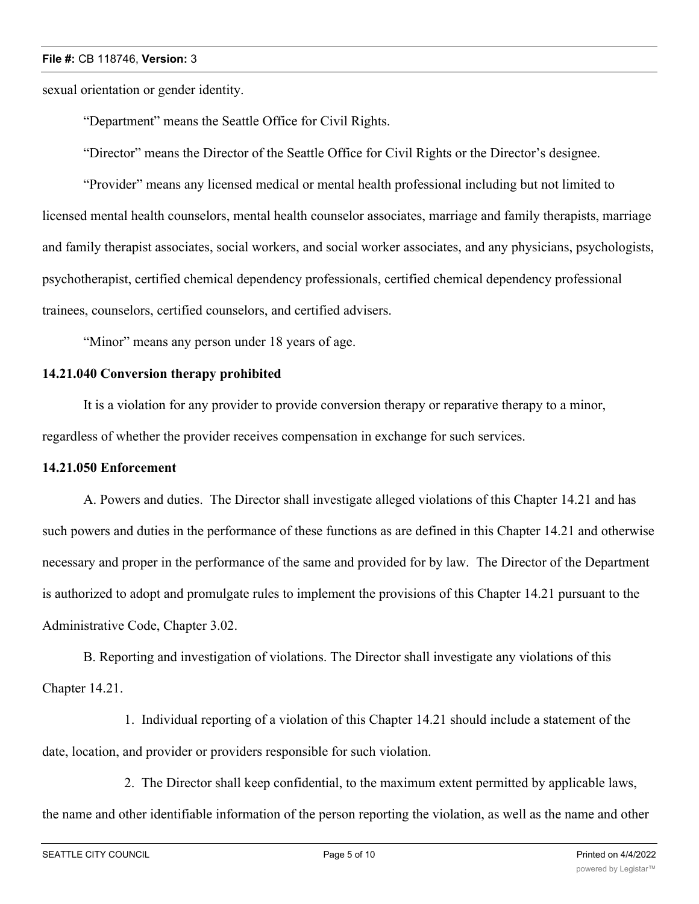sexual orientation or gender identity.

"Department" means the Seattle Office for Civil Rights.

"Director" means the Director of the Seattle Office for Civil Rights or the Director's designee.

"Provider" means any licensed medical or mental health professional including but not limited to licensed mental health counselors, mental health counselor associates, marriage and family therapists, marriage and family therapist associates, social workers, and social worker associates, and any physicians, psychologists, psychotherapist, certified chemical dependency professionals, certified chemical dependency professional trainees, counselors, certified counselors, and certified advisers.

"Minor" means any person under 18 years of age.

**14.21.040 Conversion therapy prohibited**

It is a violation for any provider to provide conversion therapy or reparative therapy to a minor, regardless of whether the provider receives compensation in exchange for such services.

**14.21.050 Enforcement**

A. Powers and duties. The Director shall investigate alleged violations of this Chapter 14.21 and has such powers and duties in the performance of these functions as are defined in this Chapter 14.21 and otherwise necessary and proper in the performance of the same and provided for by law. The Director of the Department is authorized to adopt and promulgate rules to implement the provisions of this Chapter 14.21 pursuant to the Administrative Code, Chapter 3.02.

B. Reporting and investigation of violations. The Director shall investigate any violations of this Chapter 14.21.

1. Individual reporting of a violation of this Chapter 14.21 should include a statement of the date, location, and provider or providers responsible for such violation.

2. The Director shall keep confidential, to the maximum extent permitted by applicable laws, the name and other identifiable information of the person reporting the violation, as well as the name and other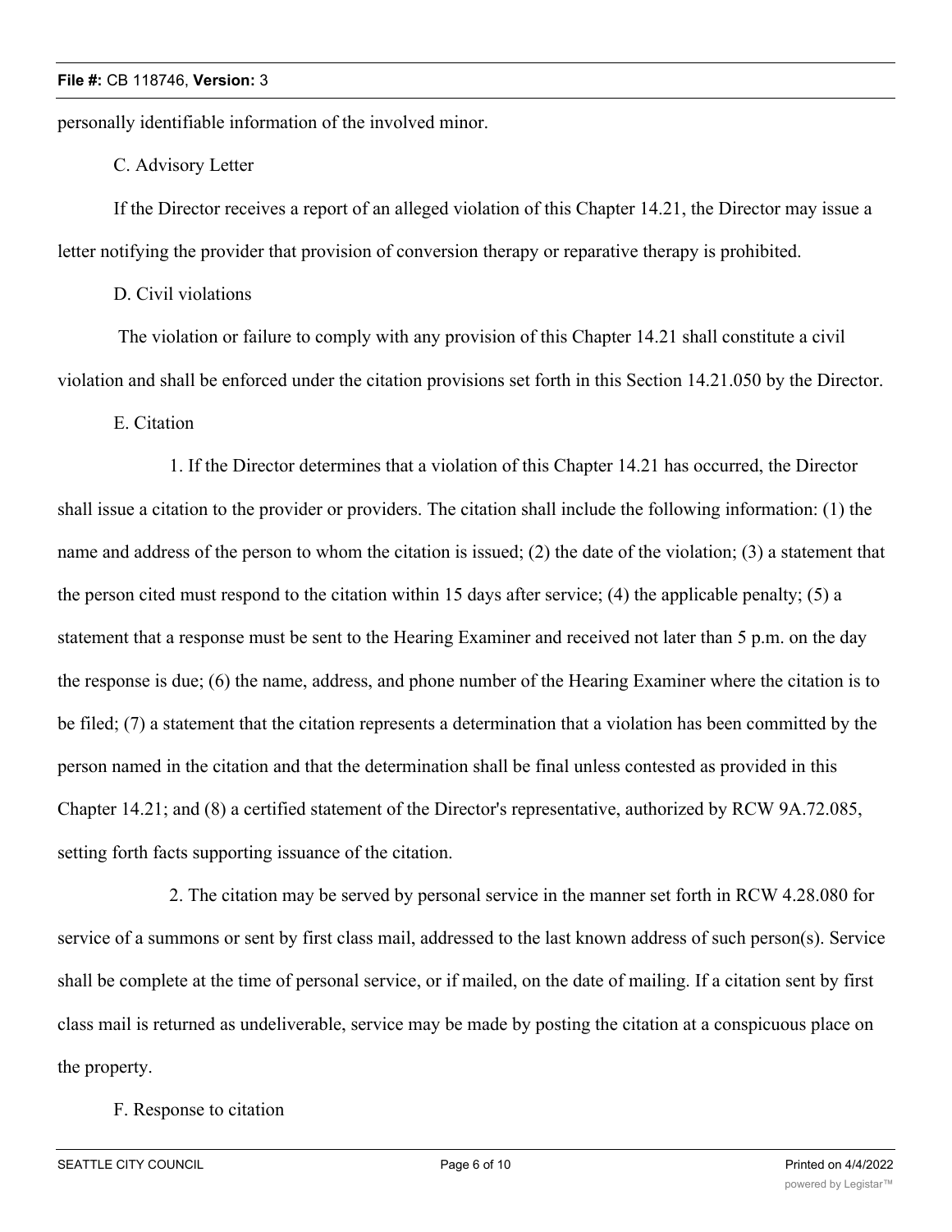personally identifiable information of the involved minor.

C. Advisory Letter

If the Director receives a report of an alleged violation of this Chapter 14.21, the Director may issue a letter notifying the provider that provision of conversion therapy or reparative therapy is prohibited.

D. Civil violations

The violation or failure to comply with any provision of this Chapter 14.21 shall constitute a civil violation and shall be enforced under the citation provisions set forth in this Section 14.21.050 by the Director.

E. Citation

1. If the Director determines that a violation of this Chapter 14.21 has occurred, the Director shall issue a citation to the provider or providers. The citation shall include the following information: (1) the name and address of the person to whom the citation is issued; (2) the date of the violation; (3) a statement that the person cited must respond to the citation within 15 days after service; (4) the applicable penalty; (5) a statement that a response must be sent to the Hearing Examiner and received not later than 5 p.m. on the day the response is due; (6) the name, address, and phone number of the Hearing Examiner where the citation is to be filed; (7) a statement that the citation represents a determination that a violation has been committed by the person named in the citation and that the determination shall be final unless contested as provided in this Chapter 14.21; and (8) a certified statement of the Director's representative, authorized by RCW 9A.72.085, setting forth facts supporting issuance of the citation.

2. The citation may be served by personal service in the manner set forth in RCW 4.28.080 for service of a summons or sent by first class mail, addressed to the last known address of such person(s). Service shall be complete at the time of personal service, or if mailed, on the date of mailing. If a citation sent by first class mail is returned as undeliverable, service may be made by posting the citation at a conspicuous place on the property.

F. Response to citation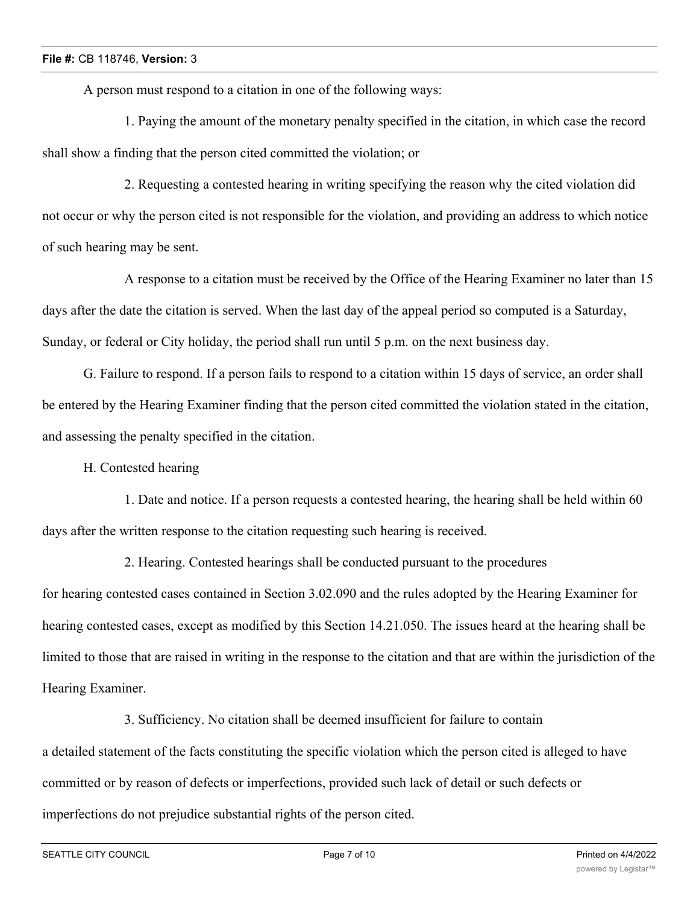A person must respond to a citation in one of the following ways:

1. Paying the amount of the monetary penalty specified in the citation, in which case the record shall show a finding that the person cited committed the violation; or

2. Requesting a contested hearing in writing specifying the reason why the cited violation did not occur or why the person cited is not responsible for the violation, and providing an address to which notice of such hearing may be sent.

A response to a citation must be received by the Office of the Hearing Examiner no later than 15 days after the date the citation is served. When the last day of the appeal period so computed is a Saturday, Sunday, or federal or City holiday, the period shall run until 5 p.m. on the next business day.

G. Failure to respond. If a person fails to respond to a citation within 15 days of service, an order shall be entered by the Hearing Examiner finding that the person cited committed the violation stated in the citation, and assessing the penalty specified in the citation.

H. Contested hearing

1. Date and notice. If a person requests a contested hearing, the hearing shall be held within 60 days after the written response to the citation requesting such hearing is received.

2. Hearing. Contested hearings shall be conducted pursuant to the procedures for hearing contested cases contained in Section 3.02.090 and the rules adopted by the Hearing Examiner for hearing contested cases, except as modified by this Section 14.21.050. The issues heard at the hearing shall be limited to those that are raised in writing in the response to the citation and that are within the jurisdiction of the Hearing Examiner.

3. Sufficiency. No citation shall be deemed insufficient for failure to contain a detailed statement of the facts constituting the specific violation which the person cited is alleged to have committed or by reason of defects or imperfections, provided such lack of detail or such defects or imperfections do not prejudice substantial rights of the person cited.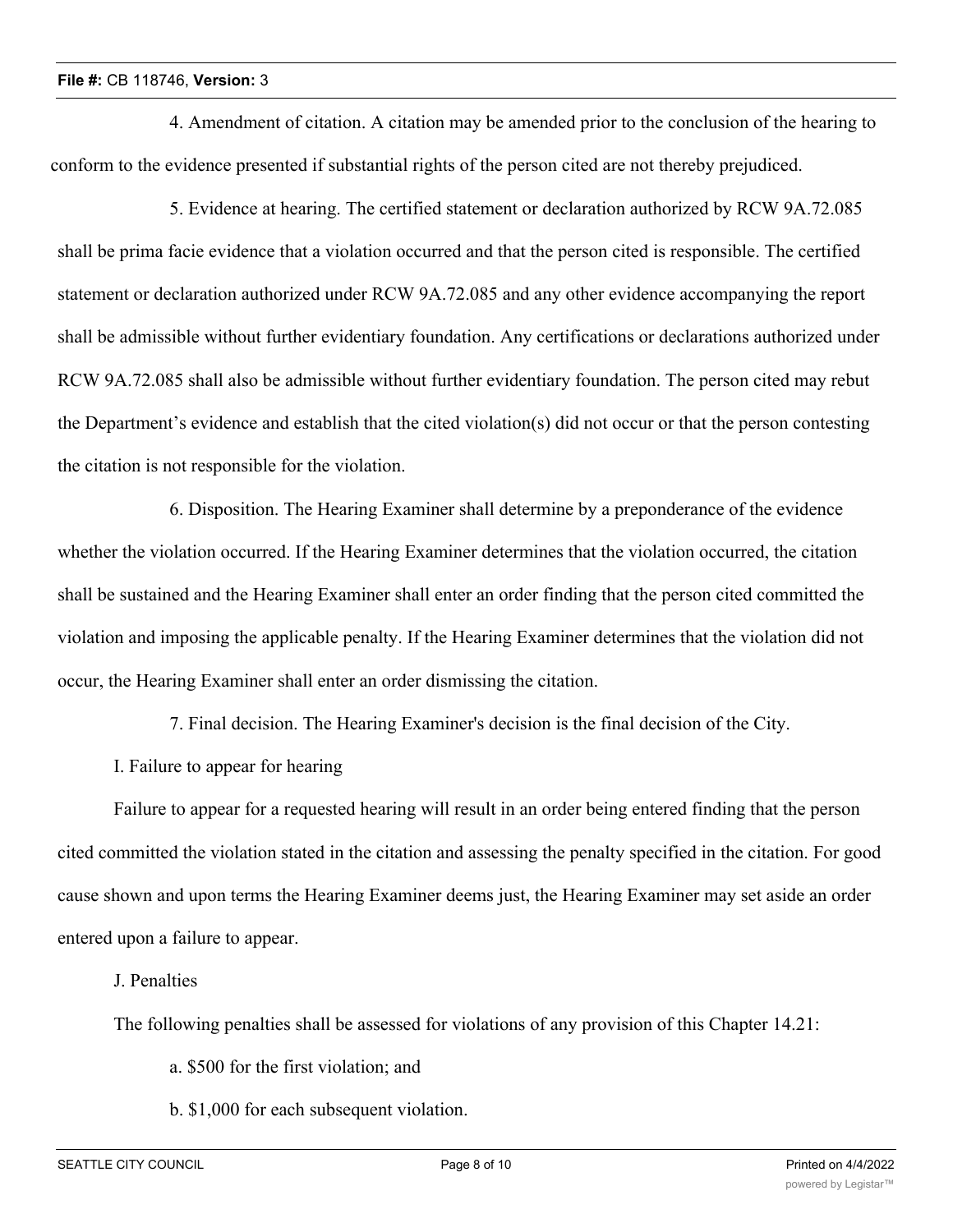4. Amendment of citation. A citation may be amended prior to the conclusion of the hearing to conform to the evidence presented if substantial rights of the person cited are not thereby prejudiced.

5. Evidence at hearing. The certified statement or declaration authorized by RCW 9A.72.085 shall be prima facie evidence that a violation occurred and that the person cited is responsible. The certified statement or declaration authorized under RCW 9A.72.085 and any other evidence accompanying the report shall be admissible without further evidentiary foundation. Any certifications or declarations authorized under RCW 9A.72.085 shall also be admissible without further evidentiary foundation. The person cited may rebut the Department's evidence and establish that the cited violation(s) did not occur or that the person contesting the citation is not responsible for the violation.

6. Disposition. The Hearing Examiner shall determine by a preponderance of the evidence whether the violation occurred. If the Hearing Examiner determines that the violation occurred, the citation shall be sustained and the Hearing Examiner shall enter an order finding that the person cited committed the violation and imposing the applicable penalty. If the Hearing Examiner determines that the violation did not occur, the Hearing Examiner shall enter an order dismissing the citation.

7. Final decision. The Hearing Examiner's decision is the final decision of the City.

I. Failure to appear for hearing

Failure to appear for a requested hearing will result in an order being entered finding that the person cited committed the violation stated in the citation and assessing the penalty specified in the citation. For good cause shown and upon terms the Hearing Examiner deems just, the Hearing Examiner may set aside an order entered upon a failure to appear.

J. Penalties

The following penalties shall be assessed for violations of any provision of this Chapter 14.21:

a. $500 for the first violation; and

b. $1,000 for each subsequent violation.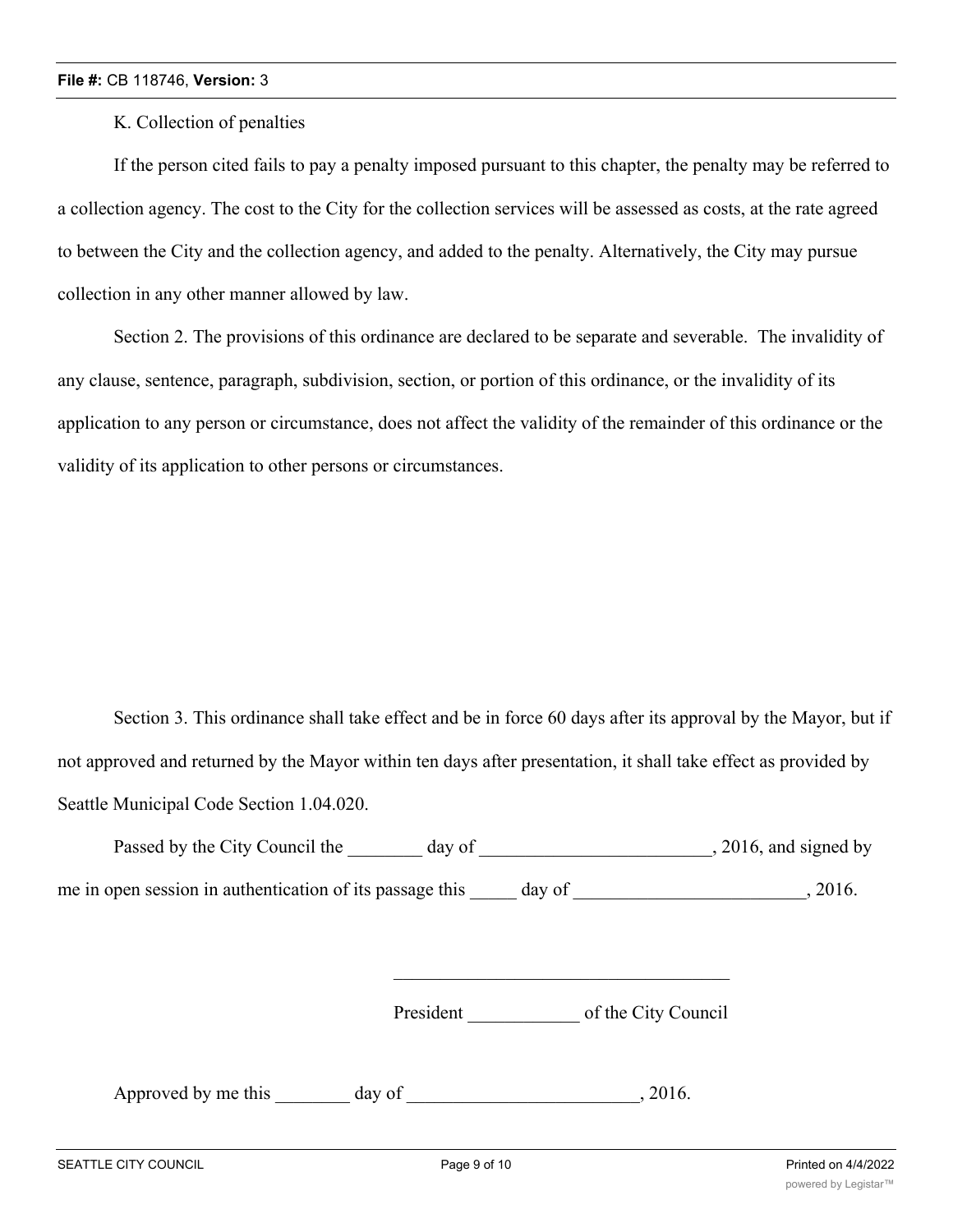K. Collection of penalties

If the person cited fails to pay a penalty imposed pursuant to this chapter, the penalty may be referred to a collection agency. The cost to the City for the collection services will be assessed as costs, at the rate agreed to between the City and the collection agency, and added to the penalty. Alternatively, the City may pursue collection in any other manner allowed by law.

Section 2. The provisions of this ordinance are declared to be separate and severable. The invalidity of any clause, sentence, paragraph, subdivision, section, or portion of this ordinance, or the invalidity of its application to any person or circumstance, does not affect the validity of the remainder of this ordinance or the validity of its application to other persons or circumstances.

Section 3. This ordinance shall take effect and be in force 60 days after its approval by the Mayor, but if not approved and returned by the Mayor within ten days after presentation, it shall take effect as provided by Seattle Municipal Code Section 1.04.020.

Passed by the City Council the ________ day of _________________________, 2016, and signed by me in open session in authentication of its passage this _____ day of _________________________, 2016.

____________________________________

President ____________ of the City Council

Approved by me this ________ day of _________________________, 2016.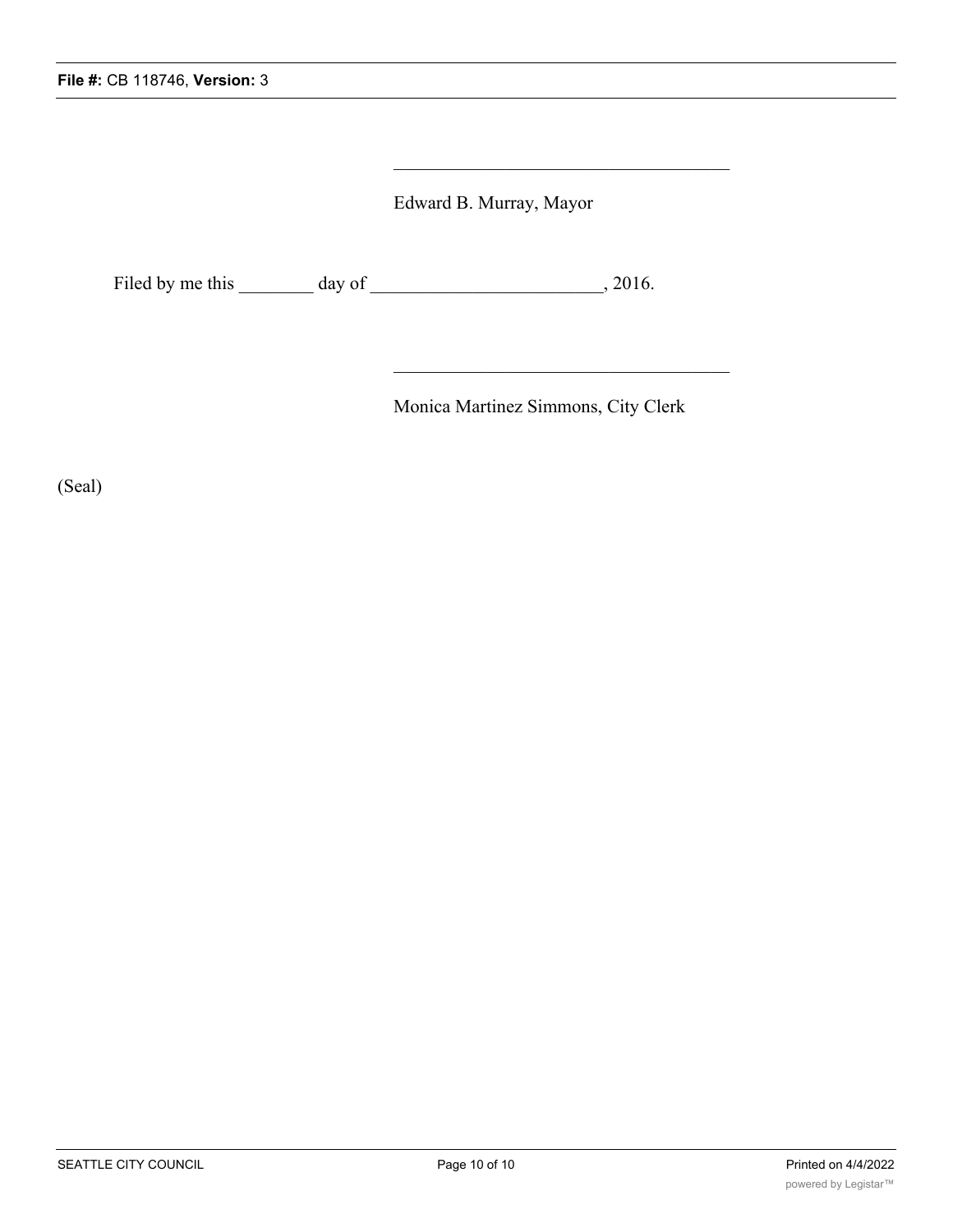____________________________________

Edward B. Murray, Mayor

Filed by me this ________ day of ________________________, 2016.

____________________________________

Monica Martinez Simmons, City Clerk

(Seal)